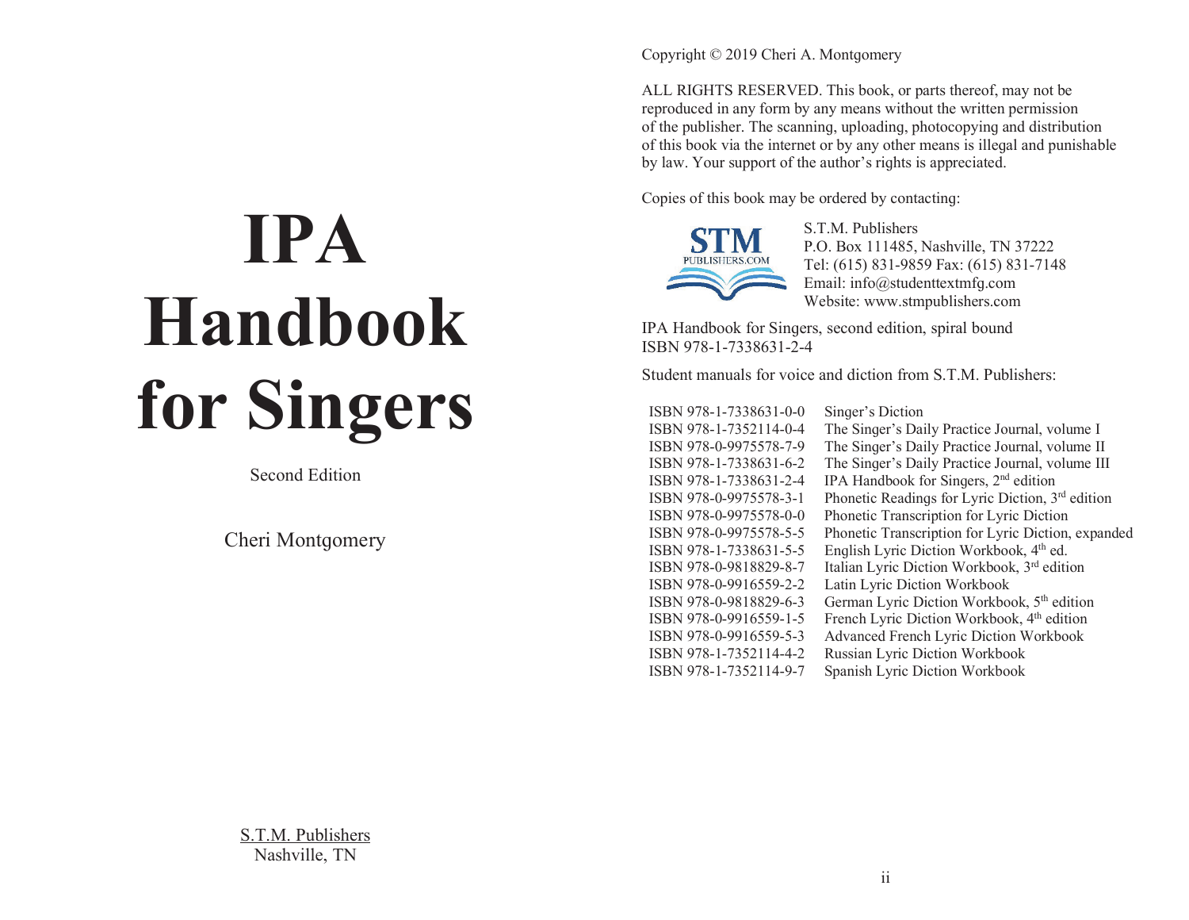# IPA Handbook for Singers

Second Edition

Cheri Montgomery

S.T.M. Publishers
Nashville, TN

Copyright © 2019 Cheri A. Montgomery

ALL RIGHTS RESERVED. This book, or parts thereof, may not be reproduced in any form by any means without the written permission of the publisher. The scanning, uploading, photocopying and distribution of this book via the internet or by any other means is illegal and punishable by law. Your support of the author's rights is appreciated.

Copies of this book may be ordered by contacting:

S.T.M. Publishers
P.O. Box 111485, Nashville, TN 37222
Tel: (615) 831-9859 Fax: (615) 831-7148
Email: info@studenttextmfg.com
Website: www.stmpublishers.com

IPA Handbook for Singers, second edition, spiral bound
ISBN 978-1-7338631-2-4

Student manuals for voice and diction from S.T.M. Publishers:

| | |
|---|---|
| ISBN 978-1-7338631-0-0 | Singer's Diction |
| ISBN 978-1-7352114-0-4 | The Singer's Daily Practice Journal, volume I |
| ISBN 978-0-9975578-7-9 | The Singer's Daily Practice Journal, volume II |
| ISBN 978-1-7338631-6-2 | The Singer's Daily Practice Journal, volume III |
| ISBN 978-1-7338631-2-4 | IPA Handbook for Singers, 2nd edition |
| ISBN 978-0-9975578-3-1 | Phonetic Readings for Lyric Diction, 3rd edition |
| ISBN 978-0-9975578-0-0 | Phonetic Transcription for Lyric Diction |
| ISBN 978-0-9975578-5-5 | Phonetic Transcription for Lyric Diction, expanded |
| ISBN 978-1-7338631-5-5 | English Lyric Diction Workbook, 4th ed. |
| ISBN 978-0-9818829-8-7 | Italian Lyric Diction Workbook, 3rd edition |
| ISBN 978-0-9916559-2-2 | Latin Lyric Diction Workbook |
| ISBN 978-0-9818829-6-3 | German Lyric Diction Workbook, 5th edition |
| ISBN 978-0-9916559-1-5 | French Lyric Diction Workbook, 4th edition |
| ISBN 978-0-9916559-5-3 | Advanced French Lyric Diction Workbook |
| ISBN 978-1-7352114-4-2 | Russian Lyric Diction Workbook |
| ISBN 978-1-7352114-9-7 | Spanish Lyric Diction Workbook |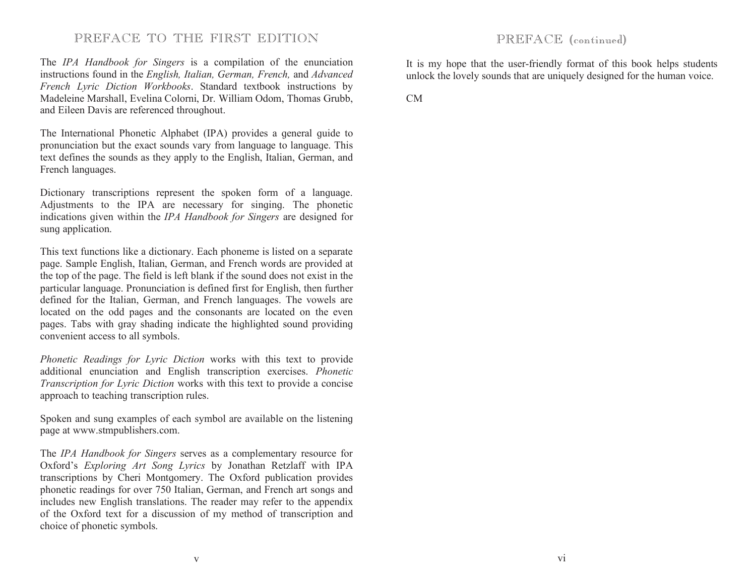# PREFACE TO THE FIRST EDITION

The *IPA Handbook for Singers* is a compilation of the enunciation instructions found in the *English, Italian, German, French,* and *Advanced French Lyric Diction Workbooks*. Standard textbook instructions by Madeleine Marshall, Evelina Colorni, Dr. William Odom, Thomas Grubb, and Eileen Davis are referenced throughout.

The International Phonetic Alphabet (IPA) provides a general guide to pronunciation but the exact sounds vary from language to language. This text defines the sounds as they apply to the English, Italian, German, and French languages.

Dictionary transcriptions represent the spoken form of a language. Adjustments to the IPA are necessary for singing. The phonetic indications given within the *IPA Handbook for Singers* are designed for sung application.

This text functions like a dictionary. Each phoneme is listed on a separate page. Sample English, Italian, German, and French words are provided at the top of the page. The field is left blank if the sound does not exist in the particular language. Pronunciation is defined first for English, then further defined for the Italian, German, and French languages. The vowels are located on the odd pages and the consonants are located on the even pages. Tabs with gray shading indicate the highlighted sound providing convenient access to all symbols.

*Phonetic Readings for Lyric Diction* works with this text to provide additional enunciation and English transcription exercises. *Phonetic Transcription for Lyric Diction* works with this text to provide a concise approach to teaching transcription rules.

Spoken and sung examples of each symbol are available on the listening page at www.stmpublishers.com.

The *IPA Handbook for Singers* serves as a complementary resource for Oxford's *Exploring Art Song Lyrics* by Jonathan Retzlaff with IPA transcriptions by Cheri Montgomery. The Oxford publication provides phonetic readings for over 750 Italian, German, and French art songs and includes new English translations. The reader may refer to the appendix of the Oxford text for a discussion of my method of transcription and choice of phonetic symbols.

# PREFACE (continued)

It is my hope that the user-friendly format of this book helps students unlock the lovely sounds that are uniquely designed for the human voice.

CM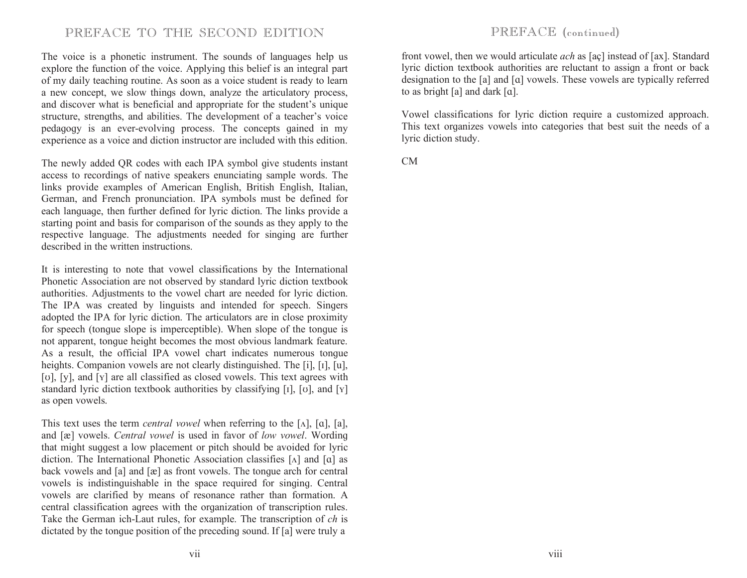# PREFACE TO THE SECOND EDITION

The voice is a phonetic instrument. The sounds of languages help us explore the function of the voice. Applying this belief is an integral part of my daily teaching routine. As soon as a voice student is ready to learn a new concept, we slow things down, analyze the articulatory process, and discover what is beneficial and appropriate for the student's unique structure, strengths, and abilities. The development of a teacher's voice pedagogy is an ever-evolving process. The concepts gained in my experience as a voice and diction instructor are included with this edition.

The newly added QR codes with each IPA symbol give students instant access to recordings of native speakers enunciating sample words. The links provide examples of American English, British English, Italian, German, and French pronunciation. IPA symbols must be defined for each language, then further defined for lyric diction. The links provide a starting point and basis for comparison of the sounds as they apply to the respective language. The adjustments needed for singing are further described in the written instructions.

It is interesting to note that vowel classifications by the International Phonetic Association are not observed by standard lyric diction textbook authorities. Adjustments to the vowel chart are needed for lyric diction. The IPA was created by linguists and intended for speech. Singers adopted the IPA for lyric diction. The articulators are in close proximity for speech (tongue slope is imperceptible). When slope of the tongue is not apparent, tongue height becomes the most obvious landmark feature. As a result, the official IPA vowel chart indicates numerous tongue heights. Companion vowels are not clearly distinguished. The [i], [ɪ], [u], [ʊ], [y], and [ʏ] are all classified as closed vowels. This text agrees with standard lyric diction textbook authorities by classifying [ɪ], [ʊ], and [ʏ] as open vowels.

This text uses the term *central vowel* when referring to the [ʌ], [ɑ], [a], and [æ] vowels. *Central vowel* is used in favor of *low vowel*. Wording that might suggest a low placement or pitch should be avoided for lyric diction. The International Phonetic Association classifies [ʌ] and [ɑ] as back vowels and [a] and [æ] as front vowels. The tongue arch for central vowels is indistinguishable in the space required for singing. Central vowels are clarified by means of resonance rather than formation. A central classification agrees with the organization of transcription rules. Take the German ich-Laut rules, for example. The transcription of *ch* is dictated by the tongue position of the preceding sound. If [a] were truly a front vowel, then we would articulate *ach* as [aç] instead of [ax]. Standard lyric diction textbook authorities are reluctant to assign a front or back designation to the [a] and [ɑ] vowels. These vowels are typically referred to as bright [a] and dark [ɑ].

Vowel classifications for lyric diction require a customized approach. This text organizes vowels into categories that best suit the needs of a lyric diction study.

CM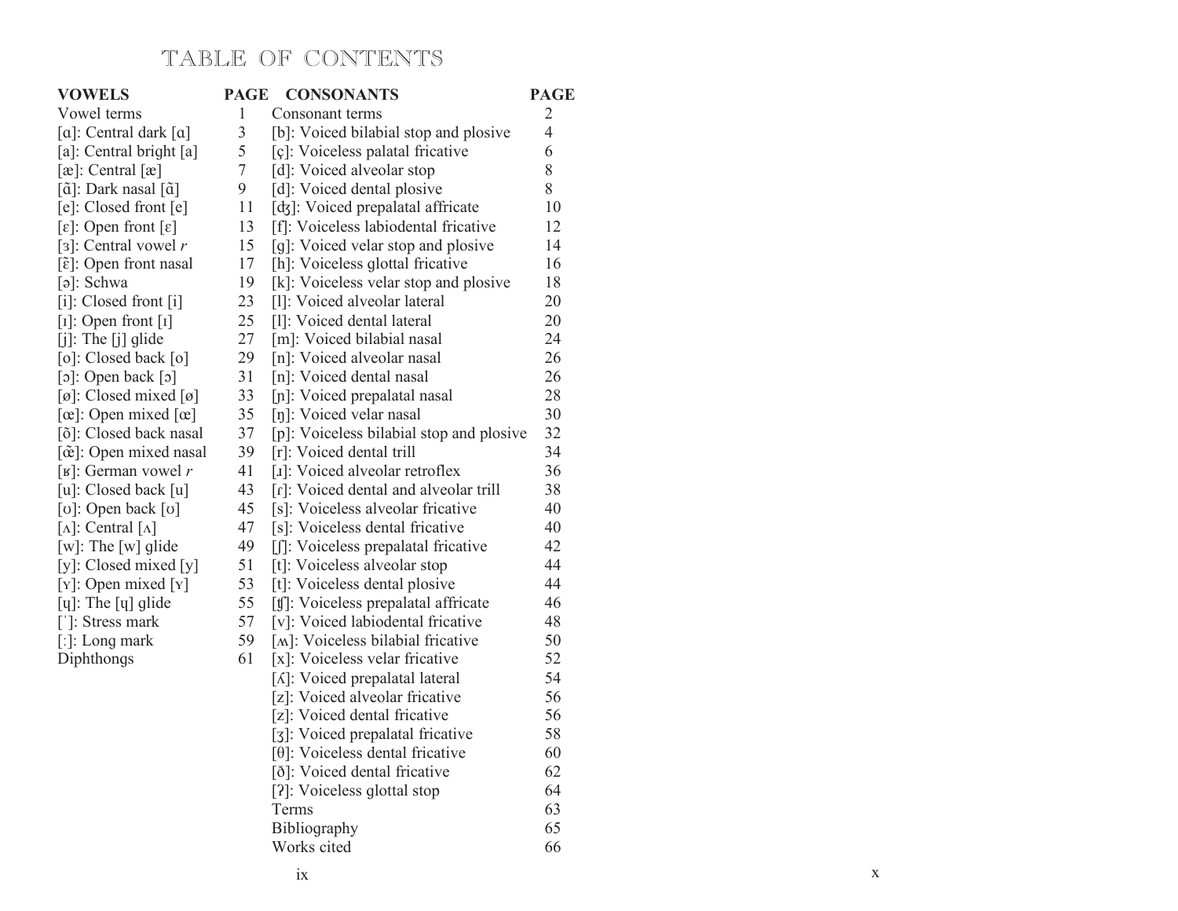# TABLE OF CONTENTS

| VOWELS | PAGE | CONSONANTS | PAGE |
|---|---|---|---|
| Vowel terms | 1 | Consonant terms | 2 |
| [ɑ]: Central dark [ɑ] | 3 | [b]: Voiced bilabial stop and plosive | 4 |
| [a]: Central bright [a] | 5 | [ç]: Voiceless palatal fricative | 6 |
| [æ]: Central [æ] | 7 | [d]: Voiced alveolar stop | 8 |
| [ɑ̃]: Dark nasal [ɑ̃] | 9 | [d̪]: Voiced dental plosive | 8 |
| [e]: Closed front [e] | 11 | [ʤ]: Voiced prepalatal affricate | 10 |
| [ɛ]: Open front [ɛ] | 13 | [f]: Voiceless labiodental fricative | 12 |
| [ɜ]: Central vowel *r* | 15 | [g]: Voiced velar stop and plosive | 14 |
| [ɛ̃]: Open front nasal | 17 | [h]: Voiceless glottal fricative | 16 |
| [ə]: Schwa | 19 | [k]: Voiceless velar stop and plosive | 18 |
| [i]: Closed front [i] | 23 | [l]: Voiced alveolar lateral | 20 |
| [ɪ]: Open front [ɪ] | 25 | [l̪]: Voiced dental lateral | 20 |
| [j]: The [j] glide | 27 | [m]: Voiced bilabial nasal | 24 |
| [o]: Closed back [o] | 29 | [n]: Voiced alveolar nasal | 26 |
| [ɔ]: Open back [ɔ] | 31 | [n̪]: Voiced dental nasal | 26 |
| [ø]: Closed mixed [ø] | 33 | [ɲ]: Voiced prepalatal nasal | 28 |
| [œ]: Open mixed [œ] | 35 | [ŋ]: Voiced velar nasal | 30 |
| [õ]: Closed back nasal | 37 | [p]: Voiceless bilabial stop and plosive | 32 |
| [œ̃]: Open mixed nasal | 39 | [r]: Voiced dental trill | 34 |
| [ʁ]: German vowel *r* | 41 | [ɹ]: Voiced alveolar retroflex | 36 |
| [u]: Closed back [u] | 43 | [ɾ]: Voiced dental and alveolar trill | 38 |
| [ʊ]: Open back [ʊ] | 45 | [s]: Voiceless alveolar fricative | 40 |
| [ʌ]: Central [ʌ] | 47 | [s̪]: Voiceless dental fricative | 40 |
| [w]: The [w] glide | 49 | [ʃ]: Voiceless prepalatal fricative | 42 |
| [y]: Closed mixed [y] | 51 | [t]: Voiceless alveolar stop | 44 |
| [ʏ]: Open mixed [ʏ] | 53 | [t̪]: Voiceless dental plosive | 44 |
| [ɥ]: The [ɥ] glide | 55 | [ʧ]: Voiceless prepalatal affricate | 46 |
| [ˈ]: Stress mark | 57 | [v]: Voiced labiodental fricative | 48 |
| [ː]: Long mark | 59 | [ʍ]: Voiceless bilabial fricative | 50 |
| Diphthongs | 61 | [x]: Voiceless velar fricative | 52 |
| | | [ʎ]: Voiced prepalatal lateral | 54 |
| | | [z]: Voiced alveolar fricative | 56 |
| | | [z̪]: Voiced dental fricative | 56 |
| | | [ʒ]: Voiced prepalatal fricative | 58 |
| | | [θ]: Voiceless dental fricative | 60 |
| | | [ð]: Voiced dental fricative | 62 |
| | | [ʔ]: Voiceless glottal stop | 64 |
| | | Terms | 63 |
| | | Bibliography | 65 |
| | | Works cited | 66 |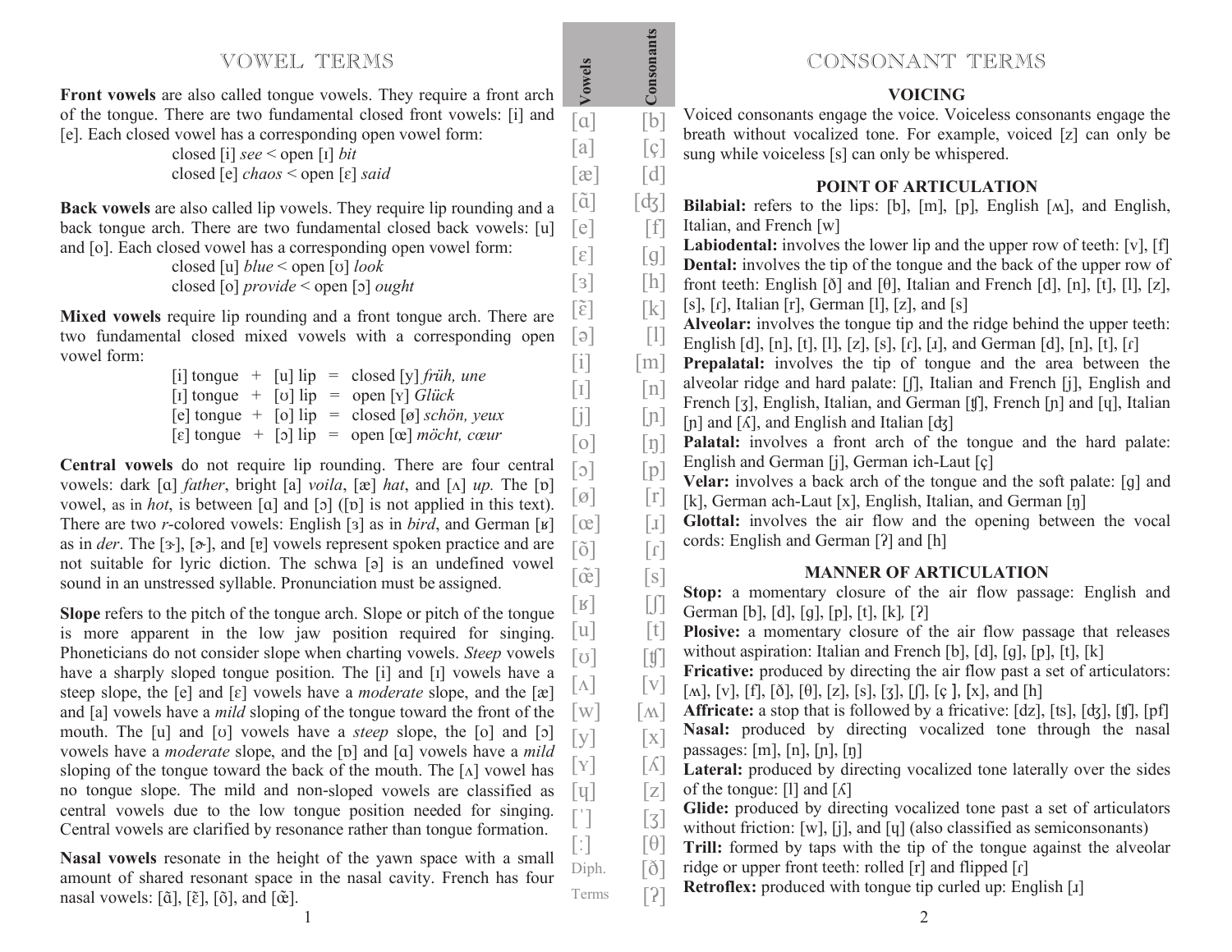# VOWEL TERMS

**Front vowels** are also called tongue vowels. They require a front arch of the tongue. There are two fundamental closed front vowels: [i] and [e]. Each closed vowel has a corresponding open vowel form:

closed [i] *see* < open [ɪ] *bit*
closed [e] *chaos* < open [ɛ] *said*

**Back vowels** are also called lip vowels. They require lip rounding and a back tongue arch. There are two fundamental closed back vowels: [u] and [o]. Each closed vowel has a corresponding open vowel form:

closed [u] *blue* < open [ʊ] *look*
closed [o] *provide* < open [ɔ] *ought*

**Mixed vowels** require lip rounding and a front tongue arch. There are two fundamental closed mixed vowels with a corresponding open vowel form:

[i] tongue + [u] lip = closed [y] *früh, une*
[ɪ] tongue + [ʊ] lip = open [ʏ] *Glück*
[e] tongue + [o] lip = closed [ø] *schön, yeux*
[ɛ] tongue + [ɔ] lip = open [œ] *möcht, cœur*

**Central vowels** do not require lip rounding. There are four central vowels: dark [ɑ] *father*, bright [a] *voila*, [æ] *hat*, and [ʌ] *up.* The [ɒ] vowel, as in *hot*, is between [ɑ] and [ɔ] ([ɒ] is not applied in this text). There are two *r*-colored vowels: English [ɜ] as in *bird*, and German [ʁ] as in *der*. The [ɝ], [ɚ], and [ɐ] vowels represent spoken practice and are not suitable for lyric diction. The schwa [ə] is an undefined vowel sound in an unstressed syllable. Pronunciation must be assigned.

**Slope** refers to the pitch of the tongue arch. Slope or pitch of the tongue is more apparent in the low jaw position required for singing. Phoneticians do not consider slope when charting vowels. *Steep* vowels have a sharply sloped tongue position. The [i] and [ɪ] vowels have a steep slope, the [e] and [ɛ] vowels have a *moderate* slope, and the [æ] and [a] vowels have a *mild* sloping of the tongue toward the front of the mouth. The [u] and [ʊ] vowels have a *steep* slope, the [o] and [ɔ] vowels have a *moderate* slope, and the [ɒ] and [ɑ] vowels have a *mild* sloping of the tongue toward the back of the mouth. The [ʌ] vowel has no tongue slope. The mild and non-sloped vowels are classified as central vowels due to the low tongue position needed for singing. Central vowels are clarified by resonance rather than tongue formation.

**Nasal vowels** resonate in the height of the yawn space with a small amount of shared resonant space in the nasal cavity. French has four nasal vowels: [ɑ̃], [ɛ̃], [õ], and [œ̃].

| Vowels | Consonants |
|---|---|
| [ɑ] | [b] |
| [a] | [ç] |
| [æ] | [d] |
| [ɑ̃] | [ʤ] |
| [e] | [f] |
| [ɛ] | [g] |
| [ɜ] | [h] |
| [ɛ̃] | [k] |
| [ə] | [l] |
| [i] | [m] |
| [ɪ] | [n] |
| [j] | [ɲ] |
| [o] | [ŋ] |
| [ɔ] | [p] |
| [ø] | [r] |
| [œ] | [ɹ] |
| [õ] | [ɾ] |
| [œ̃] | [s] |
| [ʁ] | [ʃ] |
| [u] | [t] |
| [ʊ] | [ʧ] |
| [ʌ] | [v] |
| [w] | [ʍ] |
| [y] | [x] |
| [ʏ] | [ʎ] |
| [ɥ] | [z] |
| [ˈ] | [ʒ] |
| [ː] | [θ] |
| Diph. | [ð] |
| Terms | [ʔ] |

# CONSONANT TERMS

## VOICING

Voiced consonants engage the voice. Voiceless consonants engage the breath without vocalized tone. For example, voiced [z] can only be sung while voiceless [s] can only be whispered.

## POINT OF ARTICULATION

**Bilabial:** refers to the lips: [b], [m], [p], English [ʍ], and English, Italian, and French [w]

**Labiodental:** involves the lower lip and the upper row of teeth: [v], [f]

**Dental:** involves the tip of the tongue and the back of the upper row of front teeth: English [ð] and [θ], Italian and French [d], [n], [t], [l], [z], [s], [ɾ], Italian [r], German [l], [z], and [s]

**Alveolar:** involves the tongue tip and the ridge behind the upper teeth: English [d], [n], [t], [l], [z], [s], [ɾ], [ɹ], and German [d], [n], [t], [ɾ]

**Prepalatal:** involves the tip of tongue and the area between the alveolar ridge and hard palate: [ʃ], Italian and French [j], English and French [ʒ], English, Italian, and German [ʧ], French [ɲ] and [ɥ], Italian [ɲ] and [ʎ], and English and Italian [ʤ]

**Palatal:** involves a front arch of the tongue and the hard palate: English and German [j], German ich-Laut [ç]

**Velar:** involves a back arch of the tongue and the soft palate: [g] and [k], German ach-Laut [x], English, Italian, and German [ŋ]

**Glottal:** involves the air flow and the opening between the vocal cords: English and German [ʔ] and [h]

## MANNER OF ARTICULATION

**Stop:** a momentary closure of the air flow passage: English and German [b], [d], [g], [p], [t], [k], [ʔ]

**Plosive:** a momentary closure of the air flow passage that releases without aspiration: Italian and French [b], [d], [g], [p], [t], [k]

**Fricative:** produced by directing the air flow past a set of articulators: [ʍ], [v], [f], [ð], [θ], [z], [s], [ʒ], [ʃ], [ç ], [x], and [h]

**Affricate:** a stop that is followed by a fricative: [dz], [ts], [ʤ], [ʧ], [pf]

**Nasal:** produced by directing vocalized tone through the nasal passages: [m], [n], [ɲ], [ŋ]

**Lateral:** produced by directing vocalized tone laterally over the sides of the tongue: [l] and [ʎ]

**Glide:** produced by directing vocalized tone past a set of articulators without friction: [w], [j], and [ɥ] (also classified as semiconsonants)

**Trill:** formed by taps with the tip of the tongue against the alveolar ridge or upper front teeth: rolled [r] and flipped [ɾ]

**Retroflex:** produced with tongue tip curled up: English [ɹ]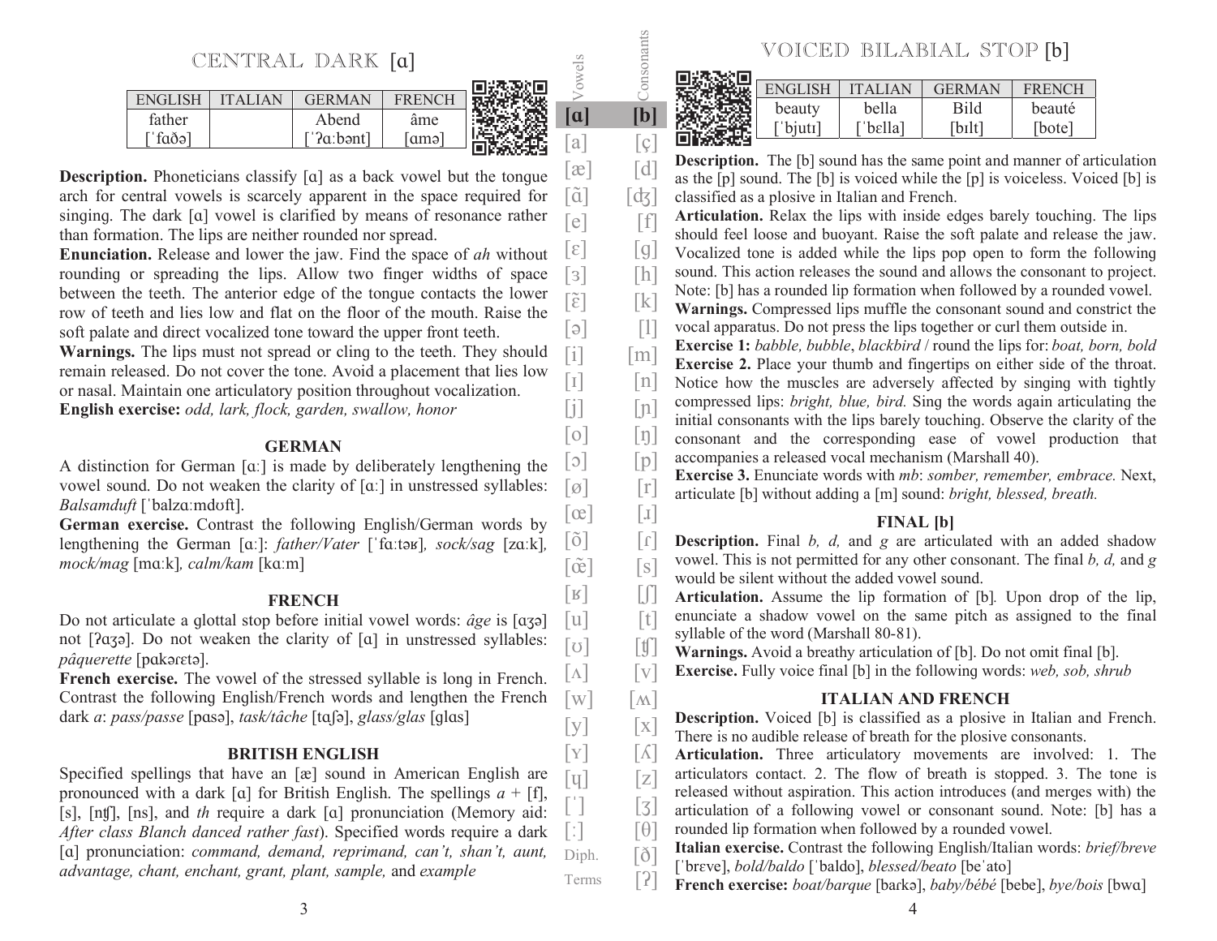# CENTRAL DARK [ɑ]

| ENGLISH | ITALIAN | GERMAN | FRENCH |
|---|---|---|---|
| father | | Abend | âme |
| [ˈfɑðə] | | [ˈʔɑːbənt] | [ɑmə] |

**Description.** Phoneticians classify [ɑ] as a back vowel but the tongue arch for central vowels is scarcely apparent in the space required for singing. The dark [ɑ] vowel is clarified by means of resonance rather than formation. The lips are neither rounded nor spread.

**Enunciation.** Release and lower the jaw. Find the space of *ah* without rounding or spreading the lips. Allow two finger widths of space between the teeth. The anterior edge of the tongue contacts the lower row of teeth and lies low and flat on the floor of the mouth. Raise the soft palate and direct vocalized tone toward the upper front teeth.

**Warnings.** The lips must not spread or cling to the teeth. They should remain released. Do not cover the tone. Avoid a placement that lies low or nasal. Maintain one articulatory position throughout vocalization.

**English exercise:** *odd, lark, flock, garden, swallow, honor*

### GERMAN

A distinction for German [ɑː] is made by deliberately lengthening the vowel sound. Do not weaken the clarity of [ɑː] in unstressed syllables: *Balsamduft* [ˈbalzɑːmdʊft].

**German exercise.** Contrast the following English/German words by lengthening the German [ɑː]: *father/Vater* [ˈfɑːtəʁ]*, sock/sag* [zɑːk]*, mock/mag* [mɑːk]*, calm/kam* [kɑːm]

### FRENCH

Do not articulate a glottal stop before initial vowel words: *âge* is [ɑʒə] not [ʔɑʒə]. Do not weaken the clarity of [ɑ] in unstressed syllables: *pâquerette* [pɑkərɛtə].

**French exercise.** The vowel of the stressed syllable is long in French. Contrast the following English/French words and lengthen the French dark *a*: *pass/passe* [pɑsə], *task/tâche* [tɑʃə], *glass/glas* [glɑs]

### BRITISH ENGLISH

Specified spellings that have an [æ] sound in American English are pronounced with a dark [ɑ] for British English. The spellings *a* + [f], [s], [nʧ], [ns], and *th* require a dark [ɑ] pronunciation (Memory aid: *After class Blanch danced rather fast*). Specified words require a dark [ɑ] pronunciation: *command, demand, reprimand, can't, shan't, aunt, advantage, chant, enchant, grant, plant, sample,* and *example*

# VOICED BILABIAL STOP [b]

| ENGLISH | ITALIAN | GERMAN | FRENCH |
|---|---|---|---|
| beauty | bella | Bild | beauté |
| [ˈbjutɪ] | [ˈbɛlla] | [bɪlt] | [bote] |

**Description.** The [b] sound has the same point and manner of articulation as the [p] sound. The [b] is voiced while the [p] is voiceless. Voiced [b] is classified as a plosive in Italian and French.

**Articulation.** Relax the lips with inside edges barely touching. The lips should feel loose and buoyant. Raise the soft palate and release the jaw. Vocalized tone is added while the lips pop open to form the following sound. This action releases the sound and allows the consonant to project. Note: [b] has a rounded lip formation when followed by a rounded vowel.

**Warnings.** Compressed lips muffle the consonant sound and constrict the vocal apparatus. Do not press the lips together or curl them outside in.

**Exercise 1:** *babble, bubble*, *blackbird* / round the lips for: *boat, born, bold*

**Exercise 2.** Place your thumb and fingertips on either side of the throat. Notice how the muscles are adversely affected by singing with tightly compressed lips: *bright, blue, bird.* Sing the words again articulating the initial consonants with the lips barely touching. Observe the clarity of the consonant and the corresponding ease of vowel production that accompanies a released vocal mechanism (Marshall 40).

**Exercise 3.** Enunciate words with *mb*: *somber, remember, embrace.* Next, articulate [b] without adding a [m] sound: *bright, blessed, breath.*

### FINAL [b]

**Description.** Final *b, d,* and *g* are articulated with an added shadow vowel. This is not permitted for any other consonant. The final *b, d,* and *g* would be silent without the added vowel sound.

**Articulation.** Assume the lip formation of [b]. Upon drop of the lip, enunciate a shadow vowel on the same pitch as assigned to the final syllable of the word (Marshall 80-81).

**Warnings.** Avoid a breathy articulation of [b]. Do not omit final [b].

**Exercise.** Fully voice final [b] in the following words: *web, sob, shrub*

### ITALIAN AND FRENCH

**Description.** Voiced [b] is classified as a plosive in Italian and French. There is no audible release of breath for the plosive consonants.

**Articulation.** Three articulatory movements are involved: 1. The articulators contact. 2. The flow of breath is stopped. 3. The tone is released without aspiration. This action introduces (and merges with) the articulation of a following vowel or consonant sound. Note: [b] has a rounded lip formation when followed by a rounded vowel.

**Italian exercise.** Contrast the following English/Italian words: *brief/breve* [ˈbrɛve], *bold/baldo* [ˈbaldo], *blessed/beato* [beˈato]

**French exercise:** *boat/barque* [barkə], *baby/bébé* [bebe], *bye/bois* [bwɑ]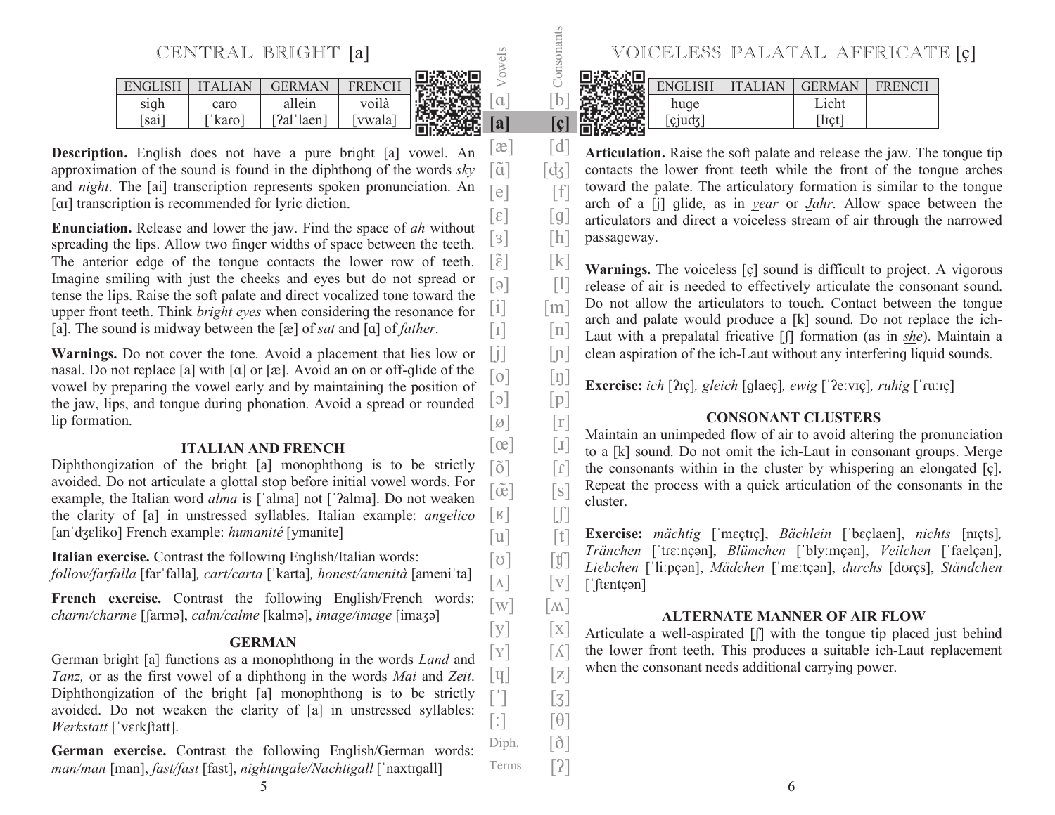# CENTRAL BRIGHT [a]

| ENGLISH | ITALIAN | GERMAN | FRENCH |
|---|---|---|---|
| sigh | caro | allein | voilà |
| [sai] | [ˈkaɾo] | [ʔalˈlaen] | [vwala] |

**Description.** English does not have a pure bright [a] vowel. An approximation of the sound is found in the diphthong of the words *sky* and *night*. The [ai] transcription represents spoken pronunciation. An [ɑɪ] transcription is recommended for lyric diction.

**Enunciation.** Release and lower the jaw. Find the space of *ah* without spreading the lips. Allow two finger widths of space between the teeth. The anterior edge of the tongue contacts the lower row of teeth. Imagine smiling with just the cheeks and eyes but do not spread or tense the lips. Raise the soft palate and direct vocalized tone toward the upper front teeth. Think *bright eyes* when considering the resonance for [a]. The sound is midway between the [æ] of *sat* and [ɑ] of *father*.

**Warnings.** Do not cover the tone. Avoid a placement that lies low or nasal. Do not replace [a] with [ɑ] or [æ]. Avoid an on or off-glide of the vowel by preparing the vowel early and by maintaining the position of the jaw, lips, and tongue during phonation. Avoid a spread or rounded lip formation.

### ITALIAN AND FRENCH

Diphthongization of the bright [a] monophthong is to be strictly avoided. Do not articulate a glottal stop before initial vowel words. For example, the Italian word *alma* is [ˈalma] not [ˈʔalma]. Do not weaken the clarity of [a] in unstressed syllables. Italian example: *angelico* [anˈdʒɛliko] French example: *humanité* [ymanite]

**Italian exercise.** Contrast the following English/Italian words: *follow/farfalla* [farˈfalla], *cart/carta* [ˈkarta], *honest/amenità* [ameniˈta]

**French exercise.** Contrast the following English/French words: *charm/charme* [ʃaɾmə], *calm/calme* [kalmə], *image/image* [imaʒə]

### GERMAN

German bright [a] functions as a monophthong in the words *Land* and *Tanz,* or as the first vowel of a diphthong in the words *Mai* and *Zeit*. Diphthongization of the bright [a] monophthong is to be strictly avoided. Do not weaken the clarity of [a] in unstressed syllables: *Werkstatt* [ˈvɛɾkʃtatt].

**German exercise.** Contrast the following English/German words: *man/man* [man], *fast/fast* [fast], *nightingale/Nachtigall* [ˈnaxtɪgall]

| Vowels | Consonants |
|---|---|
| [ɑ] | [b] |
| **[a]** | **[ç]** |
| [æ] | [d] |
| [ɑ̃] | [dʒ] |
| [e] | [f] |
| [ɛ] | [g] |
| [ɜ] | [h] |
| [ɛ̃] | [k] |
| [ə] | [l] |
| [i] | [m] |
| [ɪ] | [n] |
| [j] | [ɲ] |
| [o] | [ŋ] |
| [ɔ] | [p] |
| [ø] | [r] |
| [œ] | [ɹ] |
| [õ] | [ɾ] |
| [œ̃] | [s] |
| [ʁ] | [ʃ] |
| [u] | [t] |
| [ʊ] | [ʧ] |
| [ʌ] | [v] |
| [w] | [ʍ] |
| [y] | [x] |
| [ʏ] | [ʎ] |
| [ɥ] | [z] |
| [ˈ] | [ʒ] |
| [ː] | [θ] |
| Diph. | [ð] |
| Terms | [ʔ] |

# VOICELESS PALATAL AFFRICATE [ç]

| ENGLISH | ITALIAN | GERMAN | FRENCH |
|---|---|---|---|
| huge | | Licht | |
| [çjudʒ] | | [lɪçt] | |

**Articulation.** Raise the soft palate and release the jaw. The tongue tip contacts the lower front teeth while the front of the tongue arches toward the palate. The articulatory formation is similar to the tongue arch of a [j] glide, as in *year* or *Jahr*. Allow space between the articulators and direct a voiceless stream of air through the narrowed passageway.

**Warnings.** The voiceless [ç] sound is difficult to project. A vigorous release of air is needed to effectively articulate the consonant sound. Do not allow the articulators to touch. Contact between the tongue arch and palate would produce a [k] sound. Do not replace the ich-Laut with a prepalatal fricative [ʃ] formation (as in *she*). Maintain a clean aspiration of the ich-Laut without any interfering liquid sounds.

**Exercise:** *ich* [ʔɪç], *gleich* [glaeç], *ewig* [ˈʔeːvɪç], *ruhig* [ˈɾuːɪç]

### CONSONANT CLUSTERS

Maintain an unimpeded flow of air to avoid altering the pronunciation to a [k] sound. Do not omit the ich-Laut in consonant groups. Merge the consonants within in the cluster by whispering an elongated [ç]. Repeat the process with a quick articulation of the consonants in the cluster.

**Exercise:** *mächtig* [ˈmɛçtɪç], *Bächlein* [ˈbɛçlaen], *nichts* [nɪçts], *Tränchen* [ˈtɾɛːnçən], *Blümchen* [ˈblyːmçən], *Veilchen* [ˈfaelçən], *Liebchen* [ˈliːpçən], *Mädchen* [ˈmɛːtçən], *durchs* [dʊɾçs], *Ständchen* [ˈʃtɛntçən]

### ALTERNATE MANNER OF AIR FLOW

Articulate a well-aspirated [ʃ] with the tongue tip placed just behind the lower front teeth. This produces a suitable ich-Laut replacement when the consonant needs additional carrying power.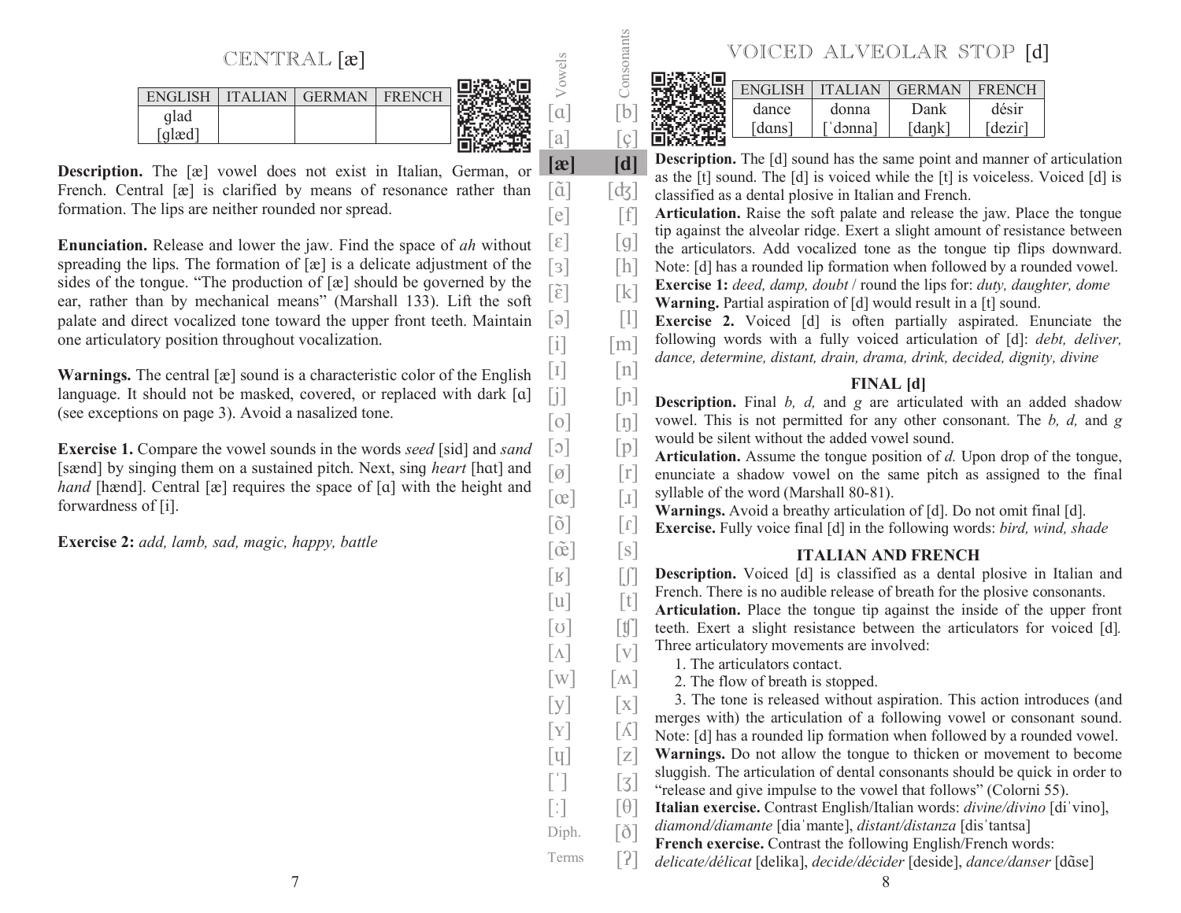# CENTRAL [æ]

| ENGLISH | ITALIAN | GERMAN | FRENCH |
|---|---|---|---|
| glad [glæd] | | | |

**Description.** The [æ] vowel does not exist in Italian, German, or French. Central [æ] is clarified by means of resonance rather than formation. The lips are neither rounded nor spread.

**Enunciation.** Release and lower the jaw. Find the space of *ah* without spreading the lips. The formation of [æ] is a delicate adjustment of the sides of the tongue. "The production of [æ] should be governed by the ear, rather than by mechanical means" (Marshall 133). Lift the soft palate and direct vocalized tone toward the upper front teeth. Maintain one articulatory position throughout vocalization.

**Warnings.** The central [æ] sound is a characteristic color of the English language. It should not be masked, covered, or replaced with dark [ɑ] (see exceptions on page 3). Avoid a nasalized tone.

**Exercise 1.** Compare the vowel sounds in the words *seed* [sid] and *sand* [sænd] by singing them on a sustained pitch. Next, sing *heart* [hɑt] and *hand* [hænd]. Central [æ] requires the space of [ɑ] with the height and forwardness of [i].

**Exercise 2:** *add, lamb, sad, magic, happy, battle*

# VOICED ALVEOLAR STOP [d]

| ENGLISH | ITALIAN | GERMAN | FRENCH |
|---|---|---|---|
| dance [dɑns] | donna [ˈdɔnna] | Dank [daŋk] | désir [deziɾ] |

**Description.** The [d] sound has the same point and manner of articulation as the [t] sound. The [d] is voiced while the [t] is voiceless. Voiced [d] is classified as a dental plosive in Italian and French.

**Articulation.** Raise the soft palate and release the jaw. Place the tongue tip against the alveolar ridge. Exert a slight amount of resistance between the articulators. Add vocalized tone as the tongue tip flips downward. Note: [d] has a rounded lip formation when followed by a rounded vowel.

**Exercise 1:** *deed, damp, doubt* / round the lips for: *duty, daughter, dome*

**Warning.** Partial aspiration of [d] would result in a [t] sound.

**Exercise 2.** Voiced [d] is often partially aspirated. Enunciate the following words with a fully voiced articulation of [d]: *debt, deliver, dance, determine, distant, drain, drama, drink, decided, dignity, divine*

### FINAL [d]

**Description.** Final *b, d,* and *g* are articulated with an added shadow vowel. This is not permitted for any other consonant. The *b, d,* and *g* would be silent without the added vowel sound.

**Articulation.** Assume the tongue position of *d.* Upon drop of the tongue, enunciate a shadow vowel on the same pitch as assigned to the final syllable of the word (Marshall 80-81).

**Warnings.** Avoid a breathy articulation of [d]. Do not omit final [d].

**Exercise.** Fully voice final [d] in the following words: *bird, wind, shade*

### ITALIAN AND FRENCH

**Description.** Voiced [d] is classified as a dental plosive in Italian and French. There is no audible release of breath for the plosive consonants.

**Articulation.** Place the tongue tip against the inside of the upper front teeth. Exert a slight resistance between the articulators for voiced [d]. Three articulatory movements are involved:

1. The articulators contact.
2. The flow of breath is stopped.
3. The tone is released without aspiration. This action introduces (and merges with) the articulation of a following vowel or consonant sound.

Note: [d] has a rounded lip formation when followed by a rounded vowel.

**Warnings.** Do not allow the tongue to thicken or movement to become sluggish. The articulation of dental consonants should be quick in order to "release and give impulse to the vowel that follows" (Colorni 55).

**Italian exercise.** Contrast English/Italian words: *divine/divino* [diˈvino], *diamond/diamante* [diaˈmante], *distant/distanza* [disˈtantsa]

**French exercise.** Contrast the following English/French words: *delicate/délicat* [delika], *decide/décider* [deside], *dance/danser* [dɑ̃se]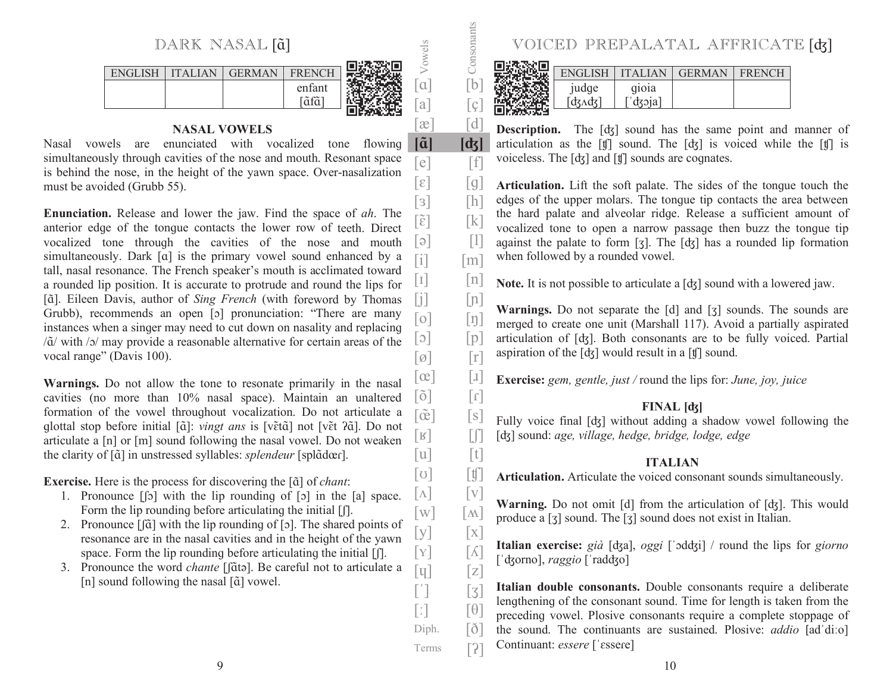# DARK NASAL [ɑ̃]

| ENGLISH | ITALIAN | GERMAN | FRENCH |
|---|---|---|---|
| | | | enfant [ɑ̃fɑ̃] |

### NASAL VOWELS

Nasal vowels are enunciated with vocalized tone flowing simultaneously through cavities of the nose and mouth. Resonant space is behind the nose, in the height of the yawn space. Over-nasalization must be avoided (Grubb 55).

**Enunciation.** Release and lower the jaw. Find the space of *ah*. The anterior edge of the tongue contacts the lower row of teeth. Direct vocalized tone through the cavities of the nose and mouth simultaneously. Dark [ɑ] is the primary vowel sound enhanced by a tall, nasal resonance. The French speaker's mouth is acclimated toward a rounded lip position. It is accurate to protrude and round the lips for [ɑ̃]. Eileen Davis, author of *Sing French* (with foreword by Thomas Grubb), recommends an open [ɔ] pronunciation: "There are many instances when a singer may need to cut down on nasality and replacing /ɑ̃/ with /ɔ/ may provide a reasonable alternative for certain areas of the vocal range" (Davis 100).

**Warnings.** Do not allow the tone to resonate primarily in the nasal cavities (no more than 10% nasal space). Maintain an unaltered formation of the vowel throughout vocalization. Do not articulate a glottal stop before initial [ɑ̃]: *vingt ans* is [vɛ̃tɑ̃] not [vɛ̃t ʔɑ̃]. Do not articulate a [n] or [m] sound following the nasal vowel. Do not weaken the clarity of [ɑ̃] in unstressed syllables: *splendeur* [splɑ̃dœɾ].

**Exercise.** Here is the process for discovering the [ɑ̃] of *chant*:

1. Pronounce [ʃɔ] with the lip rounding of [ɔ] in the [a] space. Form the lip rounding before articulating the initial [ʃ].
2. Pronounce [ʃɑ̃] with the lip rounding of [ɔ]. The shared points of resonance are in the nasal cavities and in the height of the yawn space. Form the lip rounding before articulating the initial [ʃ].
3. Pronounce the word *chante* [ʃɑ̃tə]. Be careful not to articulate a [n] sound following the nasal [ɑ̃] vowel.

# VOICED PREPALATAL AFFRICATE [ʤ]

| ENGLISH | ITALIAN | GERMAN | FRENCH |
|---|---|---|---|
| judge [ʤʌʤ] | gioia [ˈʤɔja] | | |

**Description.** The [ʤ] sound has the same point and manner of articulation as the [ʧ] sound. The [ʤ] is voiced while the [ʧ] is voiceless. The [ʤ] and [ʧ] sounds are cognates.

**Articulation.** Lift the soft palate. The sides of the tongue touch the edges of the upper molars. The tongue tip contacts the area between the hard palate and alveolar ridge. Release a sufficient amount of vocalized tone to open a narrow passage then buzz the tongue tip against the palate to form [ʒ]. The [ʤ] has a rounded lip formation when followed by a rounded vowel.

**Note.** It is not possible to articulate a [ʤ] sound with a lowered jaw.

**Warnings.** Do not separate the [d] and [ʒ] sounds. The sounds are merged to create one unit (Marshall 117). Avoid a partially aspirated articulation of [ʤ]. Both consonants are to be fully voiced. Partial aspiration of the [ʤ] would result in a [ʧ] sound.

**Exercise:** *gem, gentle, just /* round the lips for: *June, joy, juice*

### FINAL [ʤ]

Fully voice final [ʤ] without adding a shadow vowel following the [ʤ] sound: *age, village, hedge, bridge, lodge, edge*

### ITALIAN

**Articulation.** Articulate the voiced consonant sounds simultaneously.

**Warning.** Do not omit [d] from the articulation of [ʤ]. This would produce a [ʒ] sound. The [ʒ] sound does not exist in Italian.

**Italian exercise:** *già* [ʤa], *oggi* [ˈɔdʤi] / round the lips for *giorno* [ˈʤorno], *raggio* [ˈradʤo]

**Italian double consonants.** Double consonants require a deliberate lengthening of the consonant sound. Time for length is taken from the preceding vowel. Plosive consonants require a complete stoppage of the sound. The continuants are sustained. Plosive: *addio* [adˈdiːo] Continuant: *essere* [ˈɛssere]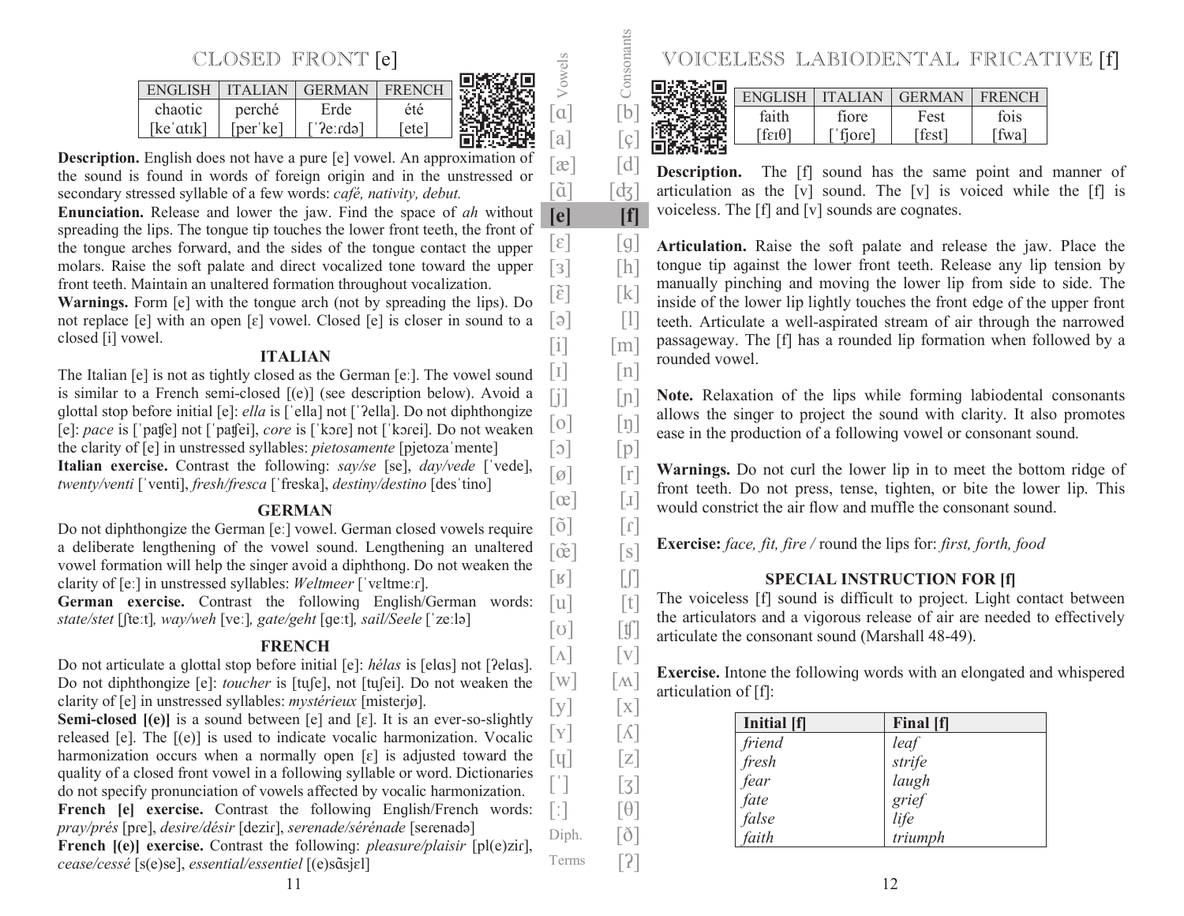## CLOSED FRONT [e]

| ENGLISH | ITALIAN | GERMAN | FRENCH |
|---|---|---|---|
| chaotic | perché | Erde | été |
| [keˈɑtɪk] | [perˈke] | [ˈʔeːɾdə] | [ete] |

**Description.** English does not have a pure [e] vowel. An approximation of the sound is found in words of foreign origin and in the unstressed or secondary stressed syllable of a few words: *café, nativity, debut.*

**Enunciation.** Release and lower the jaw. Find the space of *ah* without spreading the lips. The tongue tip touches the lower front teeth, the front of the tongue arches forward, and the sides of the tongue contact the upper molars. Raise the soft palate and direct vocalized tone toward the upper front teeth. Maintain an unaltered formation throughout vocalization.

**Warnings.** Form [e] with the tongue arch (not by spreading the lips). Do not replace [e] with an open [ɛ] vowel. Closed [e] is closer in sound to a closed [i] vowel.

### ITALIAN

The Italian [e] is not as tightly closed as the German [eː]. The vowel sound is similar to a French semi-closed [(e)] (see description below). Avoid a glottal stop before initial [e]: *ella* is [ˈella] not [ˈʔella]. Do not diphthongize [e]: *pace* is [ˈpatʃe] not [ˈpatʃei], *core* is [ˈkɔɾe] not [ˈkɔɾei]. Do not weaken the clarity of [e] in unstressed syllables: *pietosamente* [pjetozaˈmente]

**Italian exercise.** Contrast the following: *say/se* [se], *day/vede* [ˈvede], *twenty/venti* [ˈventi], *fresh/fresca* [ˈfreska], *destiny/destino* [desˈtino]

### GERMAN

Do not diphthongize the German [eː] vowel. German closed vowels require a deliberate lengthening of the vowel sound. Lengthening an unaltered vowel formation will help the singer avoid a diphthong. Do not weaken the clarity of [eː] in unstressed syllables: *Weltmeer* [ˈvɛltmeːɾ].

**German exercise.** Contrast the following English/German words: *state/stet* [ʃteːt]*, way/weh* [veː]*, gate/geht* [geːt]*, sail/Seele* [ˈzeːlə]

### FRENCH

Do not articulate a glottal stop before initial [e]: *hélas* is [elɑs] not [ʔelɑs]. Do not diphthongize [e]: *toucher* is [tuʃe], not [tuʃei]. Do not weaken the clarity of [e] in unstressed syllables: *mystérieux* [misteɾjø].

**Semi-closed [(e)]** is a sound between [e] and [ɛ]. It is an ever-so-slightly released [e]. The [(e)] is used to indicate vocalic harmonization. Vocalic harmonization occurs when a normally open [ɛ] is adjusted toward the quality of a closed front vowel in a following syllable or word. Dictionaries do not specify pronunciation of vowels affected by vocalic harmonization.

**French [e] exercise.** Contrast the following English/French words: *pray/prés* [pɾe], *desire/désir* [deziɾ], *serenade/sérénade* [seɾenadə]

**French [(e)] exercise.** Contrast the following: *pleasure/plaisir* [pl(e)ziɾ], *cease/cessé* [s(e)se], *essential/essentiel* [(e)sɑ̃sjɛl]

## VOICELESS LABIODENTAL FRICATIVE [f]

| ENGLISH | ITALIAN | GERMAN | FRENCH |
|---|---|---|---|
| faith | fiore | Fest | fois |
| [feɪθ] | [ˈfjoɾe] | [fɛst] | [fwa] |

**Description.** The [f] sound has the same point and manner of articulation as the [v] sound. The [v] is voiced while the [f] is voiceless. The [f] and [v] sounds are cognates.

**Articulation.** Raise the soft palate and release the jaw. Place the tongue tip against the lower front teeth. Release any lip tension by manually pinching and moving the lower lip from side to side. The inside of the lower lip lightly touches the front edge of the upper front teeth. Articulate a well-aspirated stream of air through the narrowed passageway. The [f] has a rounded lip formation when followed by a rounded vowel.

**Note.** Relaxation of the lips while forming labiodental consonants allows the singer to project the sound with clarity. It also promotes ease in the production of a following vowel or consonant sound.

**Warnings.** Do not curl the lower lip in to meet the bottom ridge of front teeth. Do not press, tense, tighten, or bite the lower lip. This would constrict the air flow and muffle the consonant sound.

**Exercise:** *face, fit, fire* / round the lips for: *first, forth, food*

### SPECIAL INSTRUCTION FOR [f]

The voiceless [f] sound is difficult to project. Light contact between the articulators and a vigorous release of air are needed to effectively articulate the consonant sound (Marshall 48-49).

**Exercise.** Intone the following words with an elongated and whispered articulation of [f]:

| Initial [f] | Final [f] |
|---|---|
| *friend* | *leaf* |
| *fresh* | *strife* |
| *fear* | *laugh* |
| *fate* | *grief* |
| *false* | *life* |
| *faith* | *triumph* |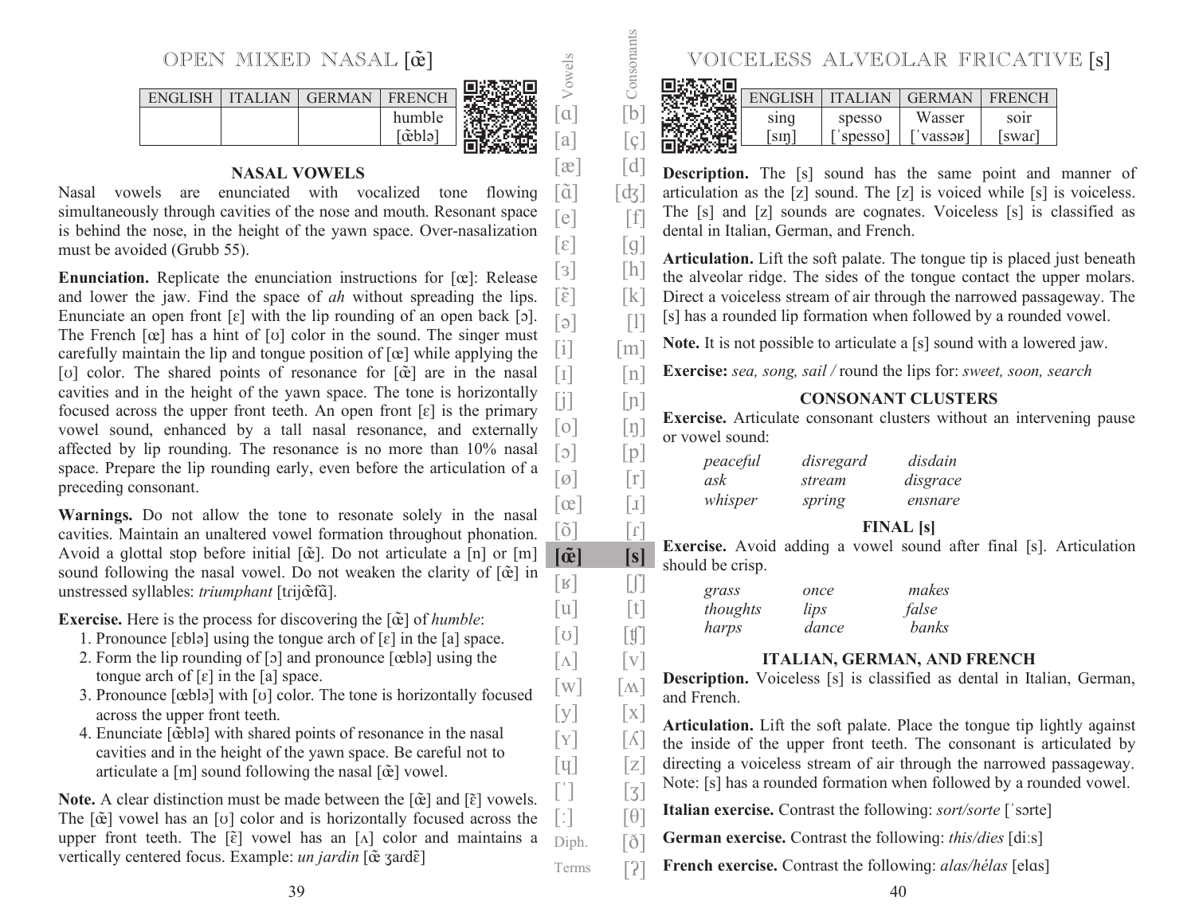# OPEN MIXED NASAL [œ̃]

| ENGLISH | ITALIAN | GERMAN | FRENCH |
|---|---|---|---|
| | | | humble [œ̃blə] |

### NASAL VOWELS

Nasal vowels are enunciated with vocalized tone flowing simultaneously through cavities of the nose and mouth. Resonant space is behind the nose, in the height of the yawn space. Over-nasalization must be avoided (Grubb 55).

**Enunciation.** Replicate the enunciation instructions for [œ]: Release and lower the jaw. Find the space of *ah* without spreading the lips. Enunciate an open front [ɛ] with the lip rounding of an open back [ɔ]. The French [œ] has a hint of [ʊ] color in the sound. The singer must carefully maintain the lip and tongue position of [œ] while applying the [ʊ] color. The shared points of resonance for [œ̃] are in the nasal cavities and in the height of the yawn space. The tone is horizontally focused across the upper front teeth. An open front [ɛ] is the primary vowel sound, enhanced by a tall nasal resonance, and externally affected by lip rounding. The resonance is no more than 10% nasal space. Prepare the lip rounding early, even before the articulation of a preceding consonant.

**Warnings.** Do not allow the tone to resonate solely in the nasal cavities. Maintain an unaltered vowel formation throughout phonation. Avoid a glottal stop before initial [œ̃]. Do not articulate a [n] or [m] sound following the nasal vowel. Do not weaken the clarity of [œ̃] in unstressed syllables: *triumphant* [trijœ̃fɑ̃].

**Exercise.** Here is the process for discovering the [œ̃] of *humble*:

1. Pronounce [ɛblə] using the tongue arch of [ɛ] in the [a] space.
2. Form the lip rounding of [ɔ] and pronounce [œblə] using the tongue arch of [ɛ] in the [a] space.
3. Pronounce [œblə] with [ʊ] color. The tone is horizontally focused across the upper front teeth.
4. Enunciate [œ̃blə] with shared points of resonance in the nasal cavities and in the height of the yawn space. Be careful not to articulate a [m] sound following the nasal [œ̃] vowel.

**Note.** A clear distinction must be made between the [œ̃] and [ɛ̃] vowels. The [œ̃] vowel has an [ʊ] color and is horizontally focused across the upper front teeth. The [ɛ̃] vowel has an [ʌ] color and maintains a vertically centered focus. Example: *un jardin* [œ̃ ʒardɛ̃]

# VOICELESS ALVEOLAR FRICATIVE [s]

| ENGLISH | ITALIAN | GERMAN | FRENCH |
|---|---|---|---|
| sing [sɪŋ] | spesso [ˈspesso] | Wasser [ˈvassəʁ] | soir [swaɾ] |

**Description.** The [s] sound has the same point and manner of articulation as the [z] sound. The [z] is voiced while [s] is voiceless. The [s] and [z] sounds are cognates. Voiceless [s] is classified as dental in Italian, German, and French.

**Articulation.** Lift the soft palate. The tongue tip is placed just beneath the alveolar ridge. The sides of the tongue contact the upper molars. Direct a voiceless stream of air through the narrowed passageway. The [s] has a rounded lip formation when followed by a rounded vowel.

**Note.** It is not possible to articulate a [s] sound with a lowered jaw.

**Exercise:** *sea, song, sail /* round the lips for: *sweet, soon, search*

### CONSONANT CLUSTERS

**Exercise.** Articulate consonant clusters without an intervening pause or vowel sound:

| | | |
|---|---|---|
| *peaceful* | *disregard* | *disdain* |
| *ask* | *stream* | *disgrace* |
| *whisper* | *spring* | *ensnare* |

### FINAL [s]

**Exercise.** Avoid adding a vowel sound after final [s]. Articulation should be crisp.

| | | |
|---|---|---|
| *grass* | *once* | *makes* |
| *thoughts* | *lips* | *false* |
| *harps* | *dance* | *banks* |

### ITALIAN, GERMAN, AND FRENCH

**Description.** Voiceless [s] is classified as dental in Italian, German, and French.

**Articulation.** Lift the soft palate. Place the tongue tip lightly against the inside of the upper front teeth. The consonant is articulated by directing a voiceless stream of air through the narrowed passageway. Note: [s] has a rounded formation when followed by a rounded vowel.

**Italian exercise.** Contrast the following: *sort/sorte* [ˈsɔrte]

**German exercise.** Contrast the following: *this/dies* [diːs]

**French exercise.** Contrast the following: *alas/hélas* [elɑs]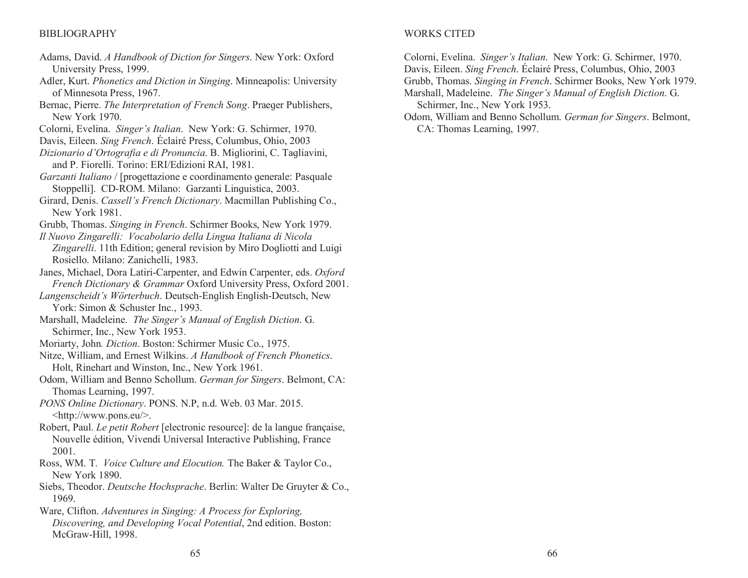## BIBLIOGRAPHY

Adams, David. *A Handbook of Diction for Singers*. New York: Oxford University Press, 1999.

Adler, Kurt. *Phonetics and Diction in Singing*. Minneapolis: University of Minnesota Press, 1967.

Bernac, Pierre. *The Interpretation of French Song*. Praeger Publishers, New York 1970.

Colorni, Evelina. *Singer's Italian*. New York: G. Schirmer, 1970.

Davis, Eileen. *Sing French*. Éclairé Press, Columbus, Ohio, 2003

*Dizionario d'Ortografia e di Pronuncia*. B. Migliorini, C. Tagliavini, and P. Fiorelli. Torino: ERI/Edizioni RAI, 1981.

*Garzanti Italiano* / [progettazione e coordinamento generale: Pasquale Stoppelli]. CD-ROM. Milano: Garzanti Linguistica, 2003.

Girard, Denis. *Cassell's French Dictionary*. Macmillan Publishing Co., New York 1981.

Grubb, Thomas. *Singing in French*. Schirmer Books, New York 1979.

*Il Nuovo Zingarelli: Vocabolario della Lingua Italiana di Nicola Zingarelli*. 11th Edition; general revision by Miro Dogliotti and Luigi Rosiello. Milano: Zanichelli, 1983.

Janes, Michael, Dora Latiri-Carpenter, and Edwin Carpenter, eds. *Oxford French Dictionary & Grammar* Oxford University Press, Oxford 2001.

*Langenscheidt's Wörterbuch*. Deutsch-English English-Deutsch, New York: Simon & Schuster Inc., 1993.

Marshall, Madeleine. *The Singer's Manual of English Diction*. G. Schirmer, Inc., New York 1953.

Moriarty, John*. Diction*. Boston: Schirmer Music Co., 1975.

Nitze, William, and Ernest Wilkins. *A Handbook of French Phonetics*. Holt, Rinehart and Winston, Inc., New York 1961.

Odom, William and Benno Schollum. *German for Singers*. Belmont, CA: Thomas Learning, 1997.

*PONS Online Dictionary*. PONS. N.P, n.d. Web. 03 Mar. 2015. <http://www.pons.eu/>.

Robert, Paul. *Le petit Robert* [electronic resource]: de la langue française, Nouvelle édition, Vivendi Universal Interactive Publishing, France 2001.

Ross, WM. T. *Voice Culture and Elocution.* The Baker & Taylor Co., New York 1890.

Siebs, Theodor. *Deutsche Hochsprache*. Berlin: Walter De Gruyter & Co., 1969.

Ware, Clifton. *Adventures in Singing: A Process for Exploring, Discovering, and Developing Vocal Potential*, 2nd edition. Boston: McGraw-Hill, 1998.

## WORKS CITED

Colorni, Evelina. *Singer's Italian*. New York: G. Schirmer, 1970.

Davis, Eileen. *Sing French*. Éclairé Press, Columbus, Ohio, 2003

Grubb, Thomas. *Singing in French*. Schirmer Books, New York 1979.

Marshall, Madeleine. *The Singer's Manual of English Diction*. G. Schirmer, Inc., New York 1953.

Odom, William and Benno Schollum. *German for Singers*. Belmont, CA: Thomas Learning, 1997.